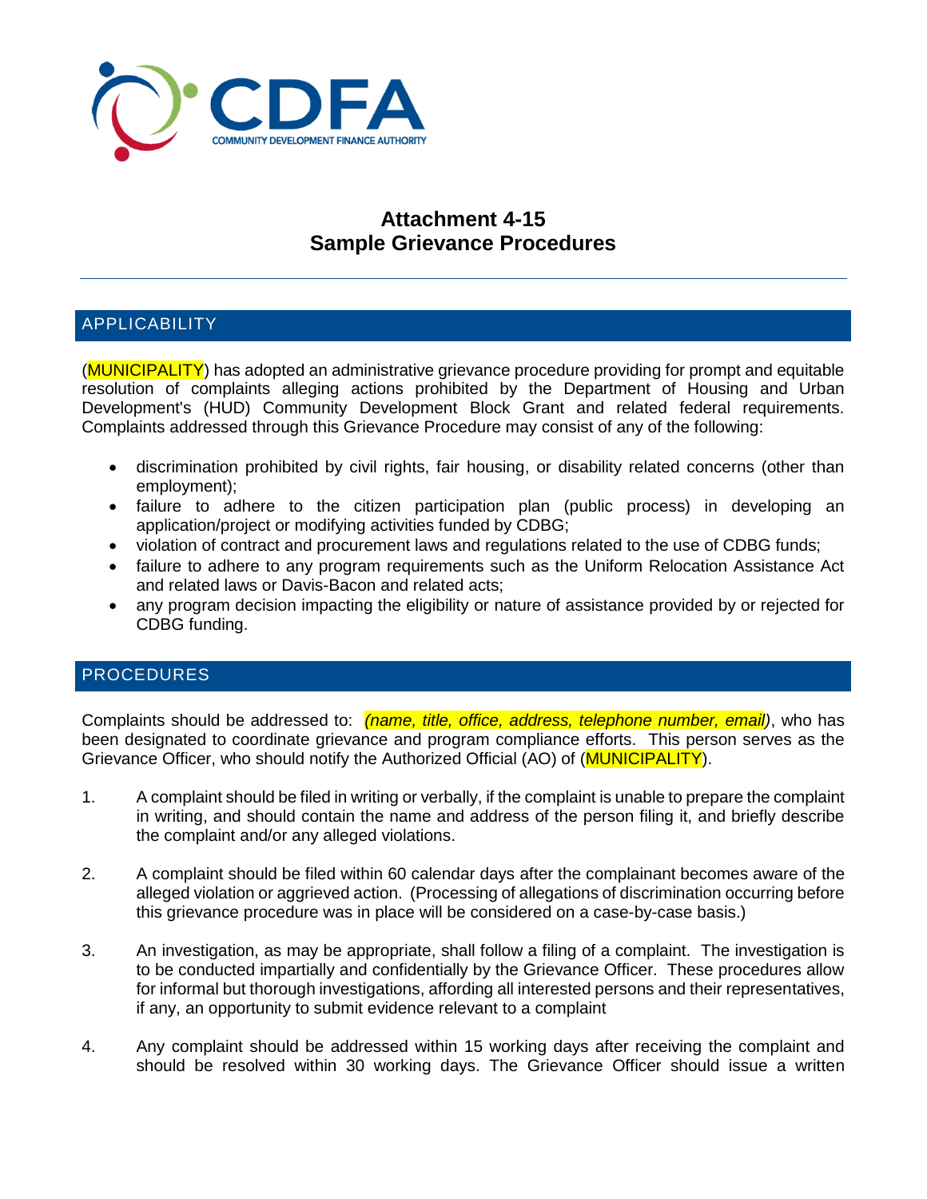# Attachment 4-15
# Sample Grievance Procedures

## APPLICABILITY

(MUNICIPALITY) has adopted an administrative grievance procedure providing for prompt and equitable resolution of complaints alleging actions prohibited by the Department of Housing and Urban Development's (HUD) Community Development Block Grant and related federal requirements. Complaints addressed through this Grievance Procedure may consist of any of the following:

- discrimination prohibited by civil rights, fair housing, or disability related concerns (other than employment);
- failure to adhere to the citizen participation plan (public process) in developing an application/project or modifying activities funded by CDBG;
- violation of contract and procurement laws and regulations related to the use of CDBG funds;
- failure to adhere to any program requirements such as the Uniform Relocation Assistance Act and related laws or Davis-Bacon and related acts;
- any program decision impacting the eligibility or nature of assistance provided by or rejected for CDBG funding.

## PROCEDURES

Complaints should be addressed to: *(name, title, office, address, telephone number, email)*, who has been designated to coordinate grievance and program compliance efforts. This person serves as the Grievance Officer, who should notify the Authorized Official (AO) of (MUNICIPALITY).

1. A complaint should be filed in writing or verbally, if the complaint is unable to prepare the complaint in writing, and should contain the name and address of the person filing it, and briefly describe the complaint and/or any alleged violations.

2. A complaint should be filed within 60 calendar days after the complainant becomes aware of the alleged violation or aggrieved action. (Processing of allegations of discrimination occurring before this grievance procedure was in place will be considered on a case-by-case basis.)

3. An investigation, as may be appropriate, shall follow a filing of a complaint. The investigation is to be conducted impartially and confidentially by the Grievance Officer. These procedures allow for informal but thorough investigations, affording all interested persons and their representatives, if any, an opportunity to submit evidence relevant to a complaint

4. Any complaint should be addressed within 15 working days after receiving the complaint and should be resolved within 30 working days. The Grievance Officer should issue a written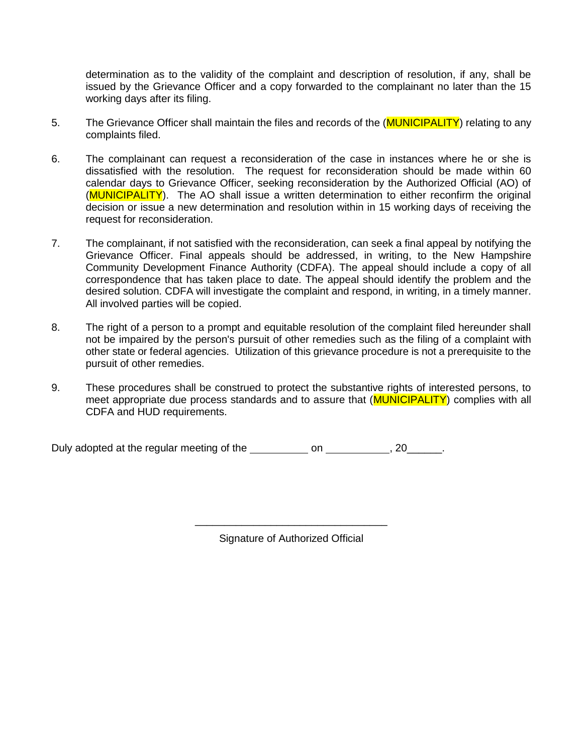determination as to the validity of the complaint and description of resolution, if any, shall be issued by the Grievance Officer and a copy forwarded to the complainant no later than the 15 working days after its filing.

5. The Grievance Officer shall maintain the files and records of the (MUNICIPALITY) relating to any complaints filed.

6. The complainant can request a reconsideration of the case in instances where he or she is dissatisfied with the resolution. The request for reconsideration should be made within 60 calendar days to Grievance Officer, seeking reconsideration by the Authorized Official (AO) of (MUNICIPALITY). The AO shall issue a written determination to either reconfirm the original decision or issue a new determination and resolution within in 15 working days of receiving the request for reconsideration.

7. The complainant, if not satisfied with the reconsideration, can seek a final appeal by notifying the Grievance Officer. Final appeals should be addressed, in writing, to the New Hampshire Community Development Finance Authority (CDFA). The appeal should include a copy of all correspondence that has taken place to date. The appeal should identify the problem and the desired solution. CDFA will investigate the complaint and respond, in writing, in a timely manner. All involved parties will be copied.

8. The right of a person to a prompt and equitable resolution of the complaint filed hereunder shall not be impaired by the person's pursuit of other remedies such as the filing of a complaint with other state or federal agencies. Utilization of this grievance procedure is not a prerequisite to the pursuit of other remedies.

9. These procedures shall be construed to protect the substantive rights of interested persons, to meet appropriate due process standards and to assure that (MUNICIPALITY) complies with all CDFA and HUD requirements.

Duly adopted at the regular meeting of the __________ on ___________, 20______.

_________________________________

Signature of Authorized Official